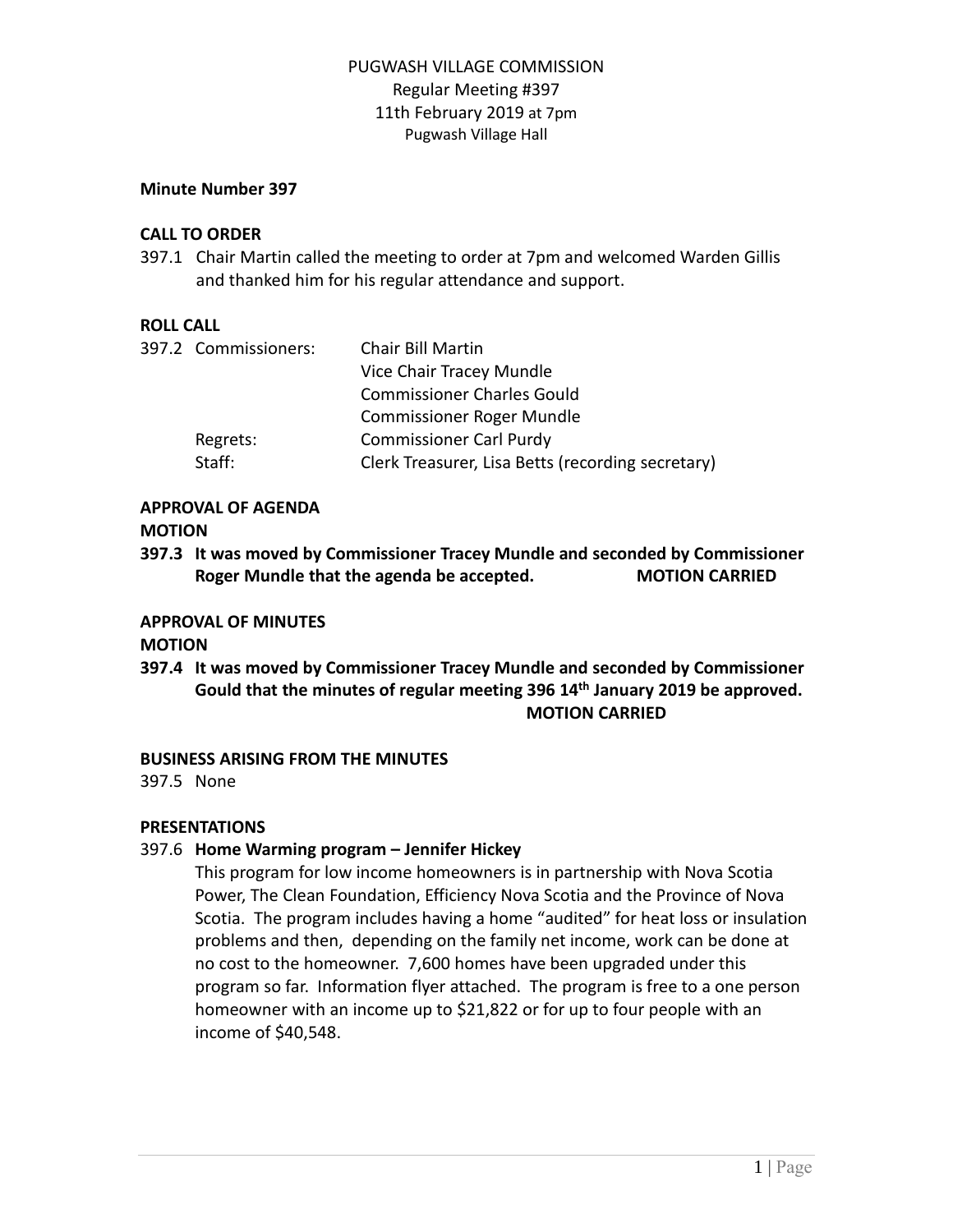# PUGWASH VILLAGE COMMISSION
## Regular Meeting #397
## 11th February 2019 at 7pm
## Pugwash Village Hall

**Minute Number 397**

**CALL TO ORDER**

397.1 Chair Martin called the meeting to order at 7pm and welcomed Warden Gillis and thanked him for his regular attendance and support.

**ROLL CALL**

| | | |
|---|---|---|
| 397.2 | Commissioners: | Chair Bill Martin |
| | | Vice Chair Tracey Mundle |
| | | Commissioner Charles Gould |
| | | Commissioner Roger Mundle |
| | Regrets: | Commissioner Carl Purdy |
| | Staff: | Clerk Treasurer, Lisa Betts (recording secretary) |

**APPROVAL OF AGENDA**

**MOTION**

**397.3 It was moved by Commissioner Tracey Mundle and seconded by Commissioner Roger Mundle that the agenda be accepted. MOTION CARRIED**

**APPROVAL OF MINUTES**

**MOTION**

**397.4 It was moved by Commissioner Tracey Mundle and seconded by Commissioner Gould that the minutes of regular meeting 396 14th January 2019 be approved. MOTION CARRIED**

**BUSINESS ARISING FROM THE MINUTES**

397.5 None

**PRESENTATIONS**

397.6 **Home Warming program – Jennifer Hickey**

This program for low income homeowners is in partnership with Nova Scotia Power, The Clean Foundation, Efficiency Nova Scotia and the Province of Nova Scotia. The program includes having a home "audited" for heat loss or insulation problems and then, depending on the family net income, work can be done at no cost to the homeowner. 7,600 homes have been upgraded under this program so far. Information flyer attached. The program is free to a one person homeowner with an income up to $21,822 or for up to four people with an income of $40,548.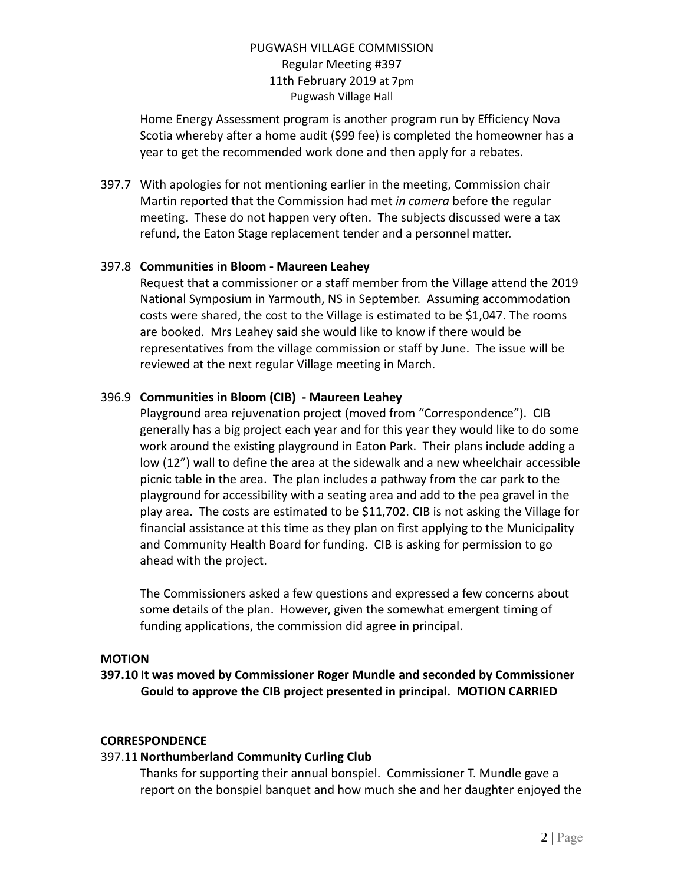Home Energy Assessment program is another program run by Efficiency Nova Scotia whereby after a home audit ($99 fee) is completed the homeowner has a year to get the recommended work done and then apply for a rebates.

397.7 With apologies for not mentioning earlier in the meeting, Commission chair Martin reported that the Commission had met *in camera* before the regular meeting. These do not happen very often. The subjects discussed were a tax refund, the Eaton Stage replacement tender and a personnel matter.

397.8 **Communities in Bloom - Maureen Leahey**

Request that a commissioner or a staff member from the Village attend the 2019 National Symposium in Yarmouth, NS in September. Assuming accommodation costs were shared, the cost to the Village is estimated to be $1,047. The rooms are booked. Mrs Leahey said she would like to know if there would be representatives from the village commission or staff by June. The issue will be reviewed at the next regular Village meeting in March.

396.9 **Communities in Bloom (CIB) - Maureen Leahey**

Playground area rejuvenation project (moved from "Correspondence"). CIB generally has a big project each year and for this year they would like to do some work around the existing playground in Eaton Park. Their plans include adding a low (12") wall to define the area at the sidewalk and a new wheelchair accessible picnic table in the area. The plan includes a pathway from the car park to the playground for accessibility with a seating area and add to the pea gravel in the play area. The costs are estimated to be $11,702. CIB is not asking the Village for financial assistance at this time as they plan on first applying to the Municipality and Community Health Board for funding. CIB is asking for permission to go ahead with the project.

The Commissioners asked a few questions and expressed a few concerns about some details of the plan. However, given the somewhat emergent timing of funding applications, the commission did agree in principal.

**MOTION**

**397.10 It was moved by Commissioner Roger Mundle and seconded by Commissioner Gould to approve the CIB project presented in principal. MOTION CARRIED**

**CORRESPONDENCE**

397.11 **Northumberland Community Curling Club**

Thanks for supporting their annual bonspiel. Commissioner T. Mundle gave a report on the bonspiel banquet and how much she and her daughter enjoyed the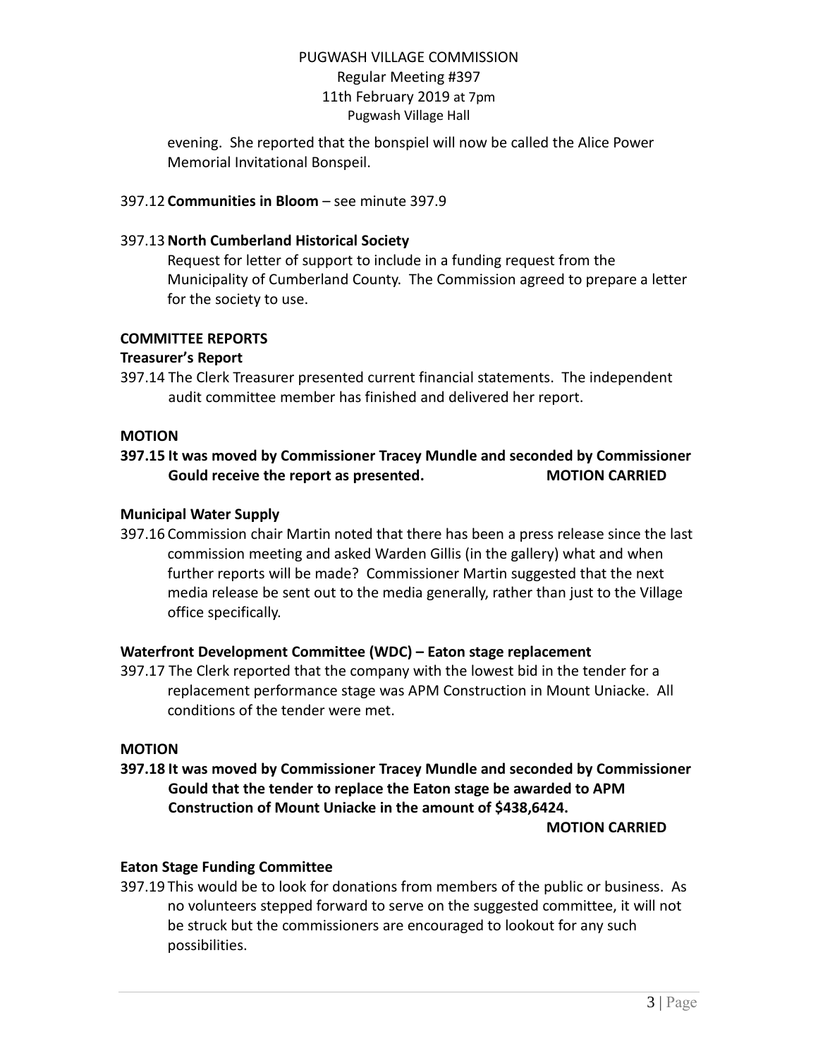evening. She reported that the bonspiel will now be called the Alice Power Memorial Invitational Bonspeil.

397.12 **Communities in Bloom** – see minute 397.9

397.13 **North Cumberland Historical Society**

Request for letter of support to include in a funding request from the Municipality of Cumberland County. The Commission agreed to prepare a letter for the society to use.

## COMMITTEE REPORTS

### Treasurer's Report

397.14 The Clerk Treasurer presented current financial statements. The independent audit committee member has finished and delivered her report.

**MOTION**

**397.15 It was moved by Commissioner Tracey Mundle and seconded by Commissioner Gould receive the report as presented. MOTION CARRIED**

### Municipal Water Supply

397.16 Commission chair Martin noted that there has been a press release since the last commission meeting and asked Warden Gillis (in the gallery) what and when further reports will be made? Commissioner Martin suggested that the next media release be sent out to the media generally, rather than just to the Village office specifically.

### Waterfront Development Committee (WDC) – Eaton stage replacement

397.17 The Clerk reported that the company with the lowest bid in the tender for a replacement performance stage was APM Construction in Mount Uniacke. All conditions of the tender were met.

**MOTION**

**397.18 It was moved by Commissioner Tracey Mundle and seconded by Commissioner Gould that the tender to replace the Eaton stage be awarded to APM Construction of Mount Uniacke in the amount of $438,6424.**

**MOTION CARRIED**

### Eaton Stage Funding Committee

397.19 This would be to look for donations from members of the public or business. As no volunteers stepped forward to serve on the suggested committee, it will not be struck but the commissioners are encouraged to lookout for any such possibilities.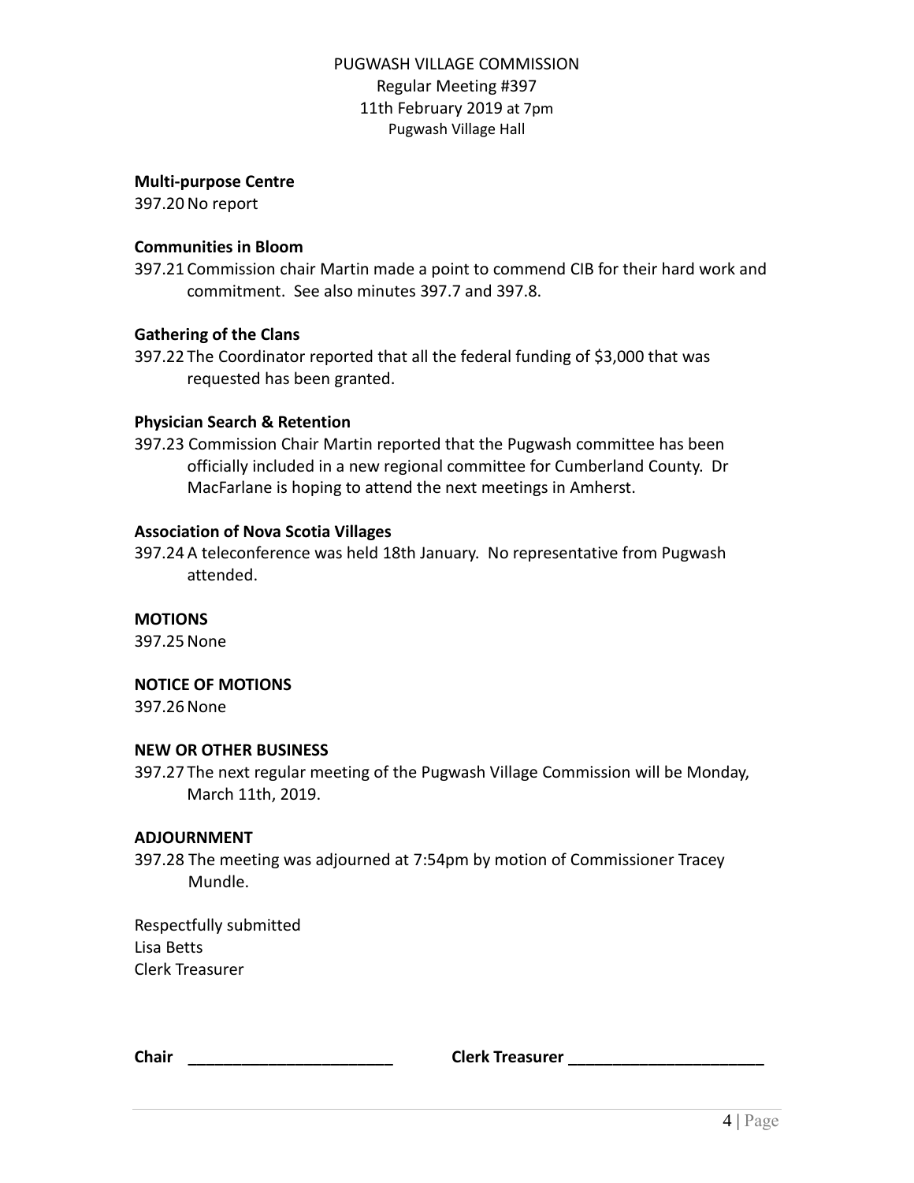PUGWASH VILLAGE COMMISSION
Regular Meeting #397
11th February 2019 at 7pm
Pugwash Village Hall

**Multi-purpose Centre**

397.20 No report

**Communities in Bloom**

397.21 Commission chair Martin made a point to commend CIB for their hard work and commitment. See also minutes 397.7 and 397.8.

**Gathering of the Clans**

397.22 The Coordinator reported that all the federal funding of $3,000 that was requested has been granted.

**Physician Search & Retention**

397.23 Commission Chair Martin reported that the Pugwash committee has been officially included in a new regional committee for Cumberland County. Dr MacFarlane is hoping to attend the next meetings in Amherst.

**Association of Nova Scotia Villages**

397.24 A teleconference was held 18th January. No representative from Pugwash attended.

**MOTIONS**

397.25 None

**NOTICE OF MOTIONS**

397.26 None

**NEW OR OTHER BUSINESS**

397.27 The next regular meeting of the Pugwash Village Commission will be Monday, March 11th, 2019.

**ADJOURNMENT**

397.28 The meeting was adjourned at 7:54pm by motion of Commissioner Tracey Mundle.

Respectfully submitted
Lisa Betts
Clerk Treasurer

**Chair** ________________________ **Clerk Treasurer** ______________________